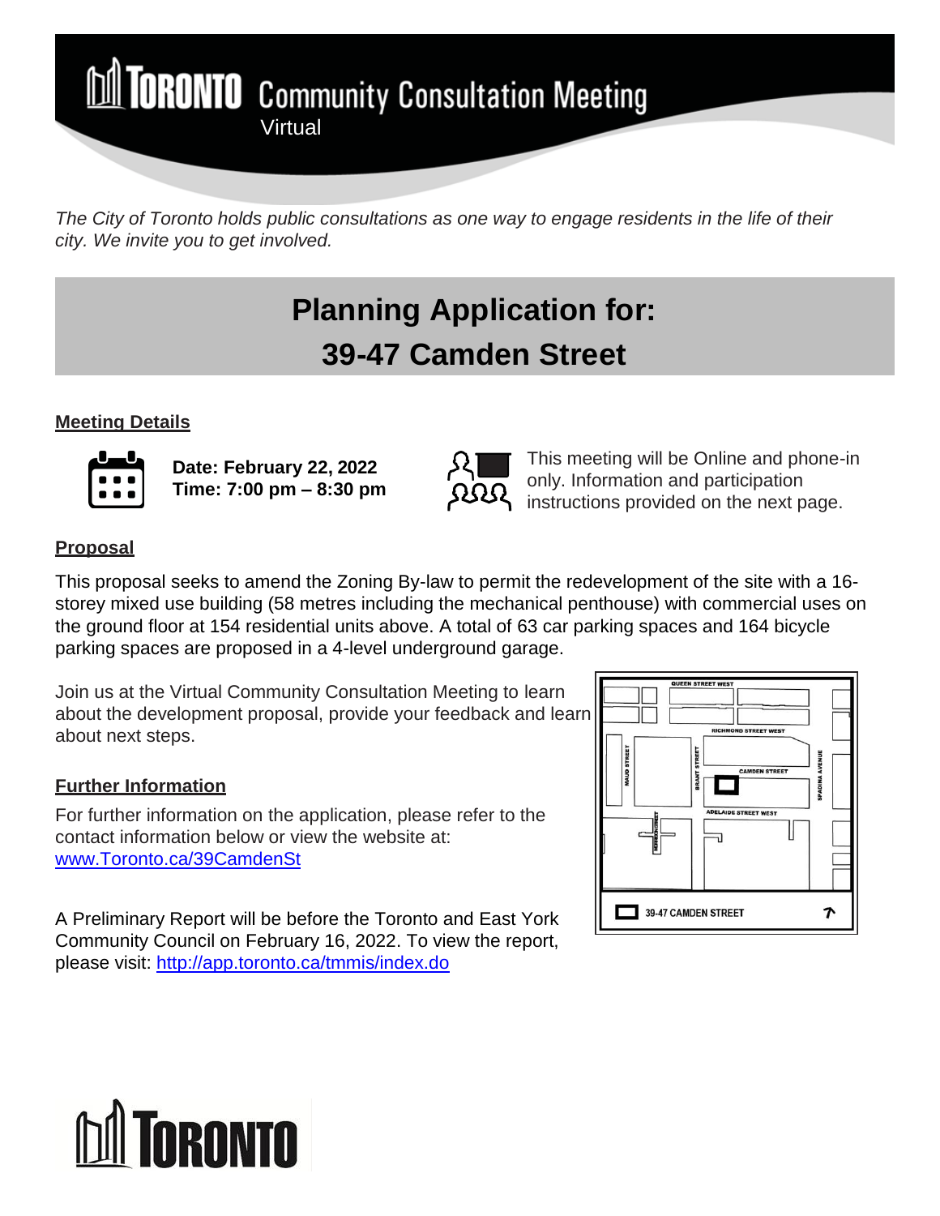# TORONTO Community Consultation Meeting

Virtual

*The City of Toronto holds public consultations as one way to engage residents in the life of their city. We invite you to get involved.*

## Planning Application for: 39-47 Camden Street

**Meeting Details**

**Date: February 22, 2022**
**Time: 7:00 pm – 8:30 pm**

This meeting will be Online and phone-in only. Information and participation instructions provided on the next page.

**Proposal**

This proposal seeks to amend the Zoning By-law to permit the redevelopment of the site with a 16-storey mixed use building (58 metres including the mechanical penthouse) with commercial uses on the ground floor at 154 residential units above. A total of 63 car parking spaces and 164 bicycle parking spaces are proposed in a 4-level underground garage.

Join us at the Virtual Community Consultation Meeting to learn about the development proposal, provide your feedback and learn about next steps.

**Further Information**

For further information on the application, please refer to the contact information below or view the website at: [www.Toronto.ca/39CamdenSt](www.Toronto.ca/39CamdenSt)

A Preliminary Report will be before the Toronto and East York Community Council on February 16, 2022. To view the report, please visit: [http://app.toronto.ca/tmmis/index.do](http://app.toronto.ca/tmmis/index.do)

QUEEN STREET WEST
RICHMOND STREET WEST
MAUD STREET
BRANT STREET
CAMDEN STREET
SPADINA AVENUE
ADELAIDE STREET WEST
MORRISON STREET

39-47 CAMDEN STREET

TORONTO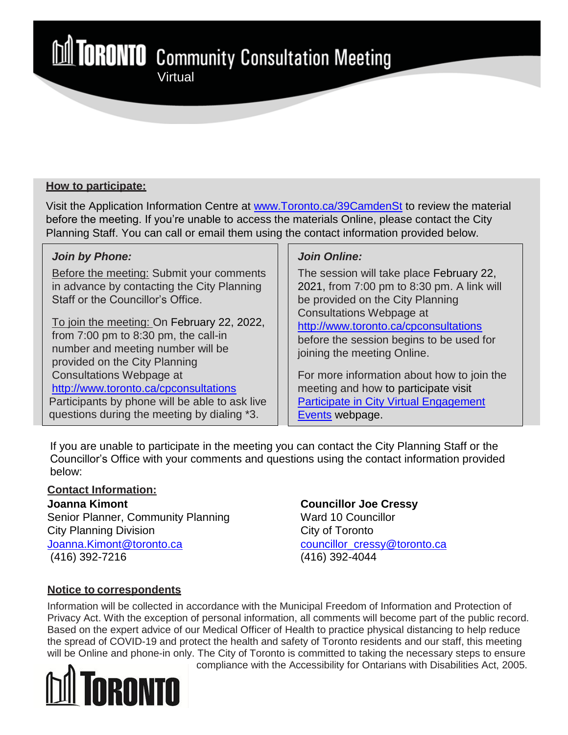# TORONTO Community Consultation Meeting

Virtual

**How to participate:**

Visit the Application Information Centre at www.Toronto.ca/39CamdenSt to review the material before the meeting. If you're unable to access the materials Online, please contact the City Planning Staff. You can call or email them using the contact information provided below.

***Join by Phone:***

Before the meeting: Submit your comments in advance by contacting the City Planning Staff or the Councillor's Office.

To join the meeting: On February 22, 2022, from 7:00 pm to 8:30 pm, the call-in number and meeting number will be provided on the City Planning Consultations Webpage at http://www.toronto.ca/cpconsultations Participants by phone will be able to ask live questions during the meeting by dialing *3.

***Join Online:***

The session will take place February 22, 2021, from 7:00 pm to 8:30 pm. A link will be provided on the City Planning Consultations Webpage at http://www.toronto.ca/cpconsultations before the session begins to be used for joining the meeting Online.

For more information about how to join the meeting and how to participate visit Participate in City Virtual Engagement Events webpage.

If you are unable to participate in the meeting you can contact the City Planning Staff or the Councillor's Office with your comments and questions using the contact information provided below:

**Contact Information:**

**Joanna Kimont**
Senior Planner, Community Planning
City Planning Division
Joanna.Kimont@toronto.ca
(416) 392-7216

**Councillor Joe Cressy**
Ward 10 Councillor
City of Toronto
councillor_cressy@toronto.ca
(416) 392-4044

**Notice to correspondents**

Information will be collected in accordance with the Municipal Freedom of Information and Protection of Privacy Act. With the exception of personal information, all comments will become part of the public record. Based on the expert advice of our Medical Officer of Health to practice physical distancing to help reduce the spread of COVID-19 and protect the health and safety of Toronto residents and our staff, this meeting will be Online and phone-in only. The City of Toronto is committed to taking the necessary steps to ensure compliance with the Accessibility for Ontarians with Disabilities Act, 2005.

TORONTO